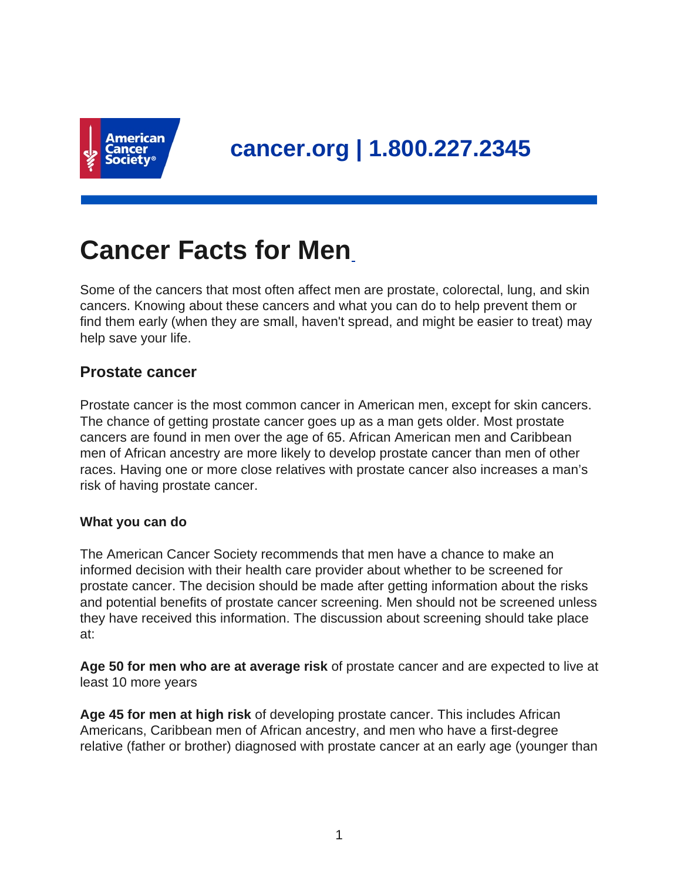cancer.org | 1.800.227.2345

# Cancer Facts for Men

Some of the cancers that most often affect men are prostate, colorectal, lung, and skin cancers. Knowing about these cancers and what you can do to help prevent them or find them early (when they are small, haven't spread, and might be easier to treat) may help save your life.

## Prostate cancer

Prostate cancer is the most common cancer in American men, except for skin cancers. The chance of getting prostate cancer goes up as a man gets older. Most prostate cancers are found in men over the age of 65. African American men and Caribbean men of African ancestry are more likely to develop prostate cancer than men of other races. Having one or more close relatives with prostate cancer also increases a man's risk of having prostate cancer.

### What you can do

The American Cancer Society recommends that men have a chance to make an informed decision with their health care provider about whether to be screened for prostate cancer. The decision should be made after getting information about the risks and potential benefits of prostate cancer screening. Men should not be screened unless they have received this information. The discussion about screening should take place at:

**Age 50 for men who are at average risk** of prostate cancer and are expected to live at least 10 more years

**Age 45 for men at high risk** of developing prostate cancer. This includes African Americans, Caribbean men of African ancestry, and men who have a first-degree relative (father or brother) diagnosed with prostate cancer at an early age (younger than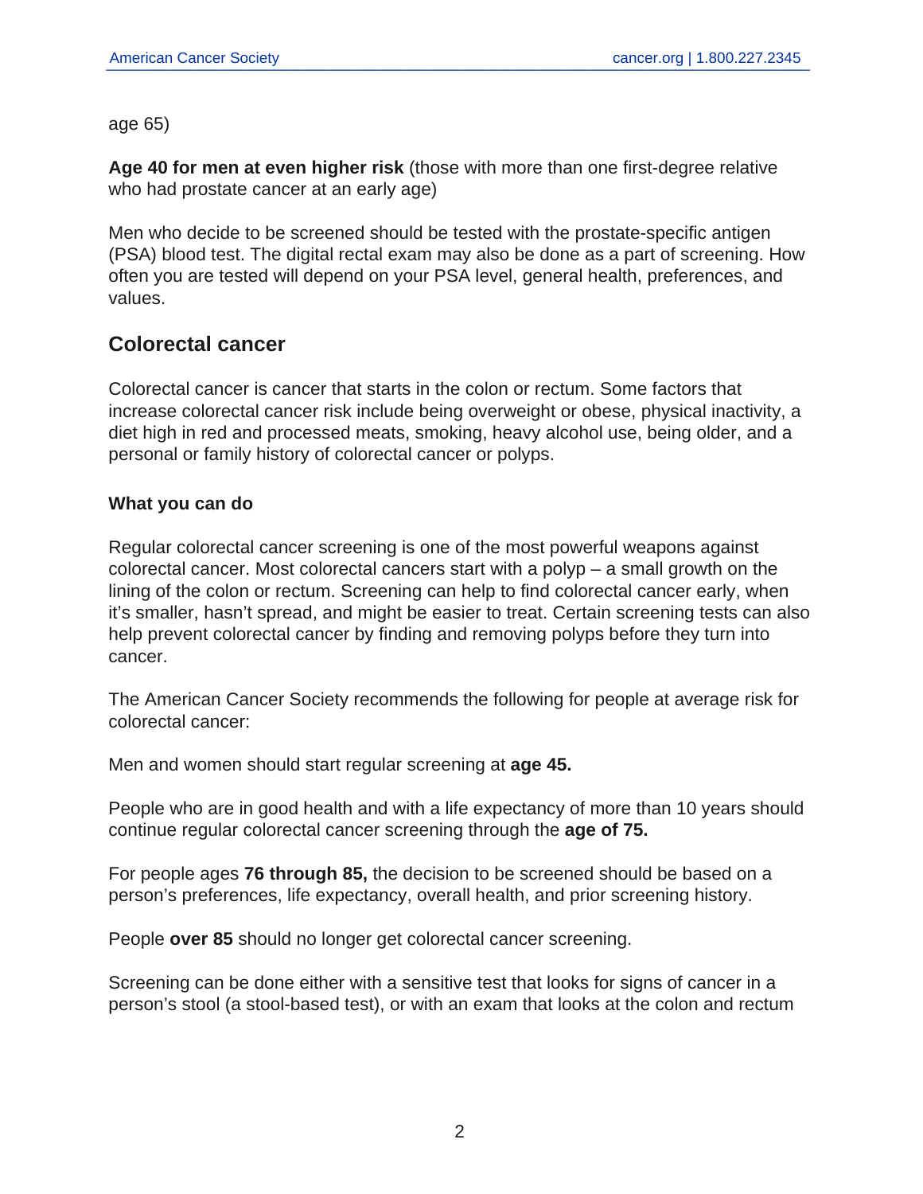age 65)

**Age 40 for men at even higher risk** (those with more than one first-degree relative who had prostate cancer at an early age)

Men who decide to be screened should be tested with the prostate-specific antigen (PSA) blood test. The digital rectal exam may also be done as a part of screening. How often you are tested will depend on your PSA level, general health, preferences, and values.

## Colorectal cancer

Colorectal cancer is cancer that starts in the colon or rectum. Some factors that increase colorectal cancer risk include being overweight or obese, physical inactivity, a diet high in red and processed meats, smoking, heavy alcohol use, being older, and a personal or family history of colorectal cancer or polyps.

### What you can do

Regular colorectal cancer screening is one of the most powerful weapons against colorectal cancer. Most colorectal cancers start with a polyp – a small growth on the lining of the colon or rectum. Screening can help to find colorectal cancer early, when it's smaller, hasn't spread, and might be easier to treat. Certain screening tests can also help prevent colorectal cancer by finding and removing polyps before they turn into cancer.

The American Cancer Society recommends the following for people at average risk for colorectal cancer:

Men and women should start regular screening at **age 45.**

People who are in good health and with a life expectancy of more than 10 years should continue regular colorectal cancer screening through the **age of 75.**

For people ages **76 through 85,** the decision to be screened should be based on a person's preferences, life expectancy, overall health, and prior screening history.

People **over 85** should no longer get colorectal cancer screening.

Screening can be done either with a sensitive test that looks for signs of cancer in a person's stool (a stool-based test), or with an exam that looks at the colon and rectum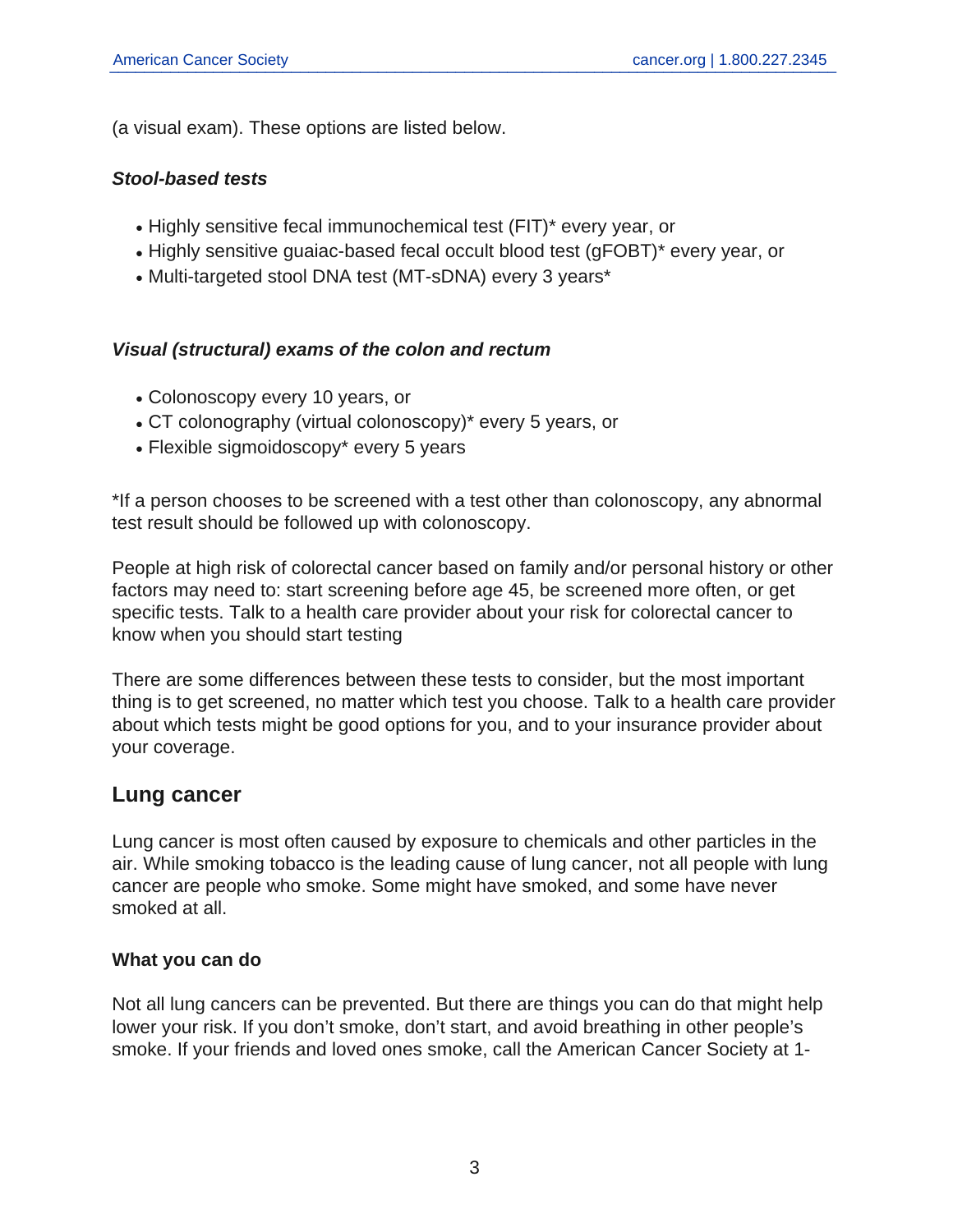(a visual exam). These options are listed below.

***Stool-based tests***

- Highly sensitive fecal immunochemical test (FIT)* every year, or
- Highly sensitive guaiac-based fecal occult blood test (gFOBT)* every year, or
- Multi-targeted stool DNA test (MT-sDNA) every 3 years*

***Visual (structural) exams of the colon and rectum***

- Colonoscopy every 10 years, or
- CT colonography (virtual colonoscopy)* every 5 years, or
- Flexible sigmoidoscopy* every 5 years

*If a person chooses to be screened with a test other than colonoscopy, any abnormal test result should be followed up with colonoscopy.

People at high risk of colorectal cancer based on family and/or personal history or other factors may need to: start screening before age 45, be screened more often, or get specific tests. Talk to a health care provider about your risk for colorectal cancer to know when you should start testing

There are some differences between these tests to consider, but the most important thing is to get screened, no matter which test you choose. Talk to a health care provider about which tests might be good options for you, and to your insurance provider about your coverage.

## Lung cancer

Lung cancer is most often caused by exposure to chemicals and other particles in the air. While smoking tobacco is the leading cause of lung cancer, not all people with lung cancer are people who smoke. Some might have smoked, and some have never smoked at all.

### What you can do

Not all lung cancers can be prevented. But there are things you can do that might help lower your risk. If you don't smoke, don't start, and avoid breathing in other people's smoke. If your friends and loved ones smoke, call the American Cancer Society at 1-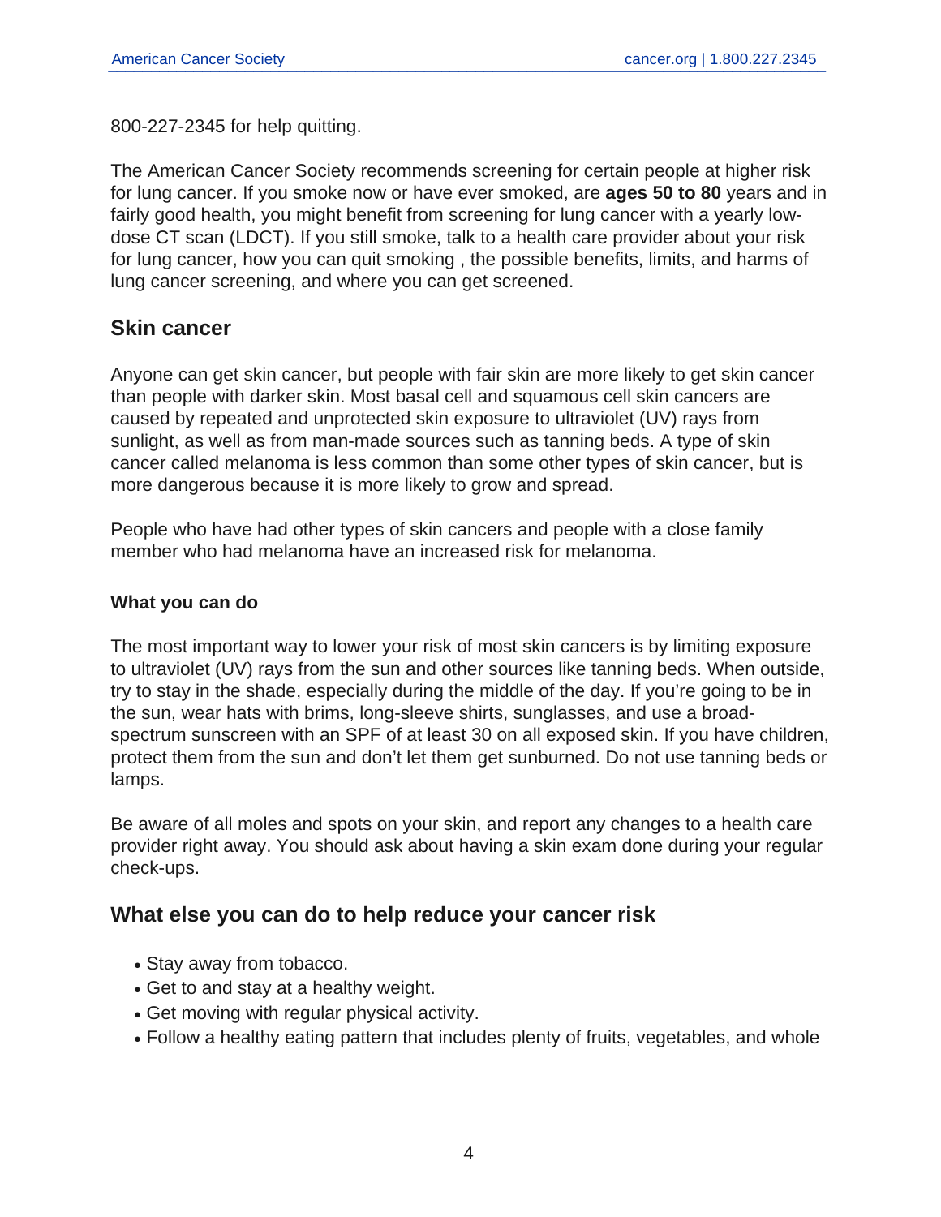800-227-2345 for help quitting.

The American Cancer Society recommends screening for certain people at higher risk for lung cancer. If you smoke now or have ever smoked, are **ages 50 to 80** years and in fairly good health, you might benefit from screening for lung cancer with a yearly low-dose CT scan (LDCT). If you still smoke, talk to a health care provider about your risk for lung cancer, how you can quit smoking , the possible benefits, limits, and harms of lung cancer screening, and where you can get screened.

## Skin cancer

Anyone can get skin cancer, but people with fair skin are more likely to get skin cancer than people with darker skin. Most basal cell and squamous cell skin cancers are caused by repeated and unprotected skin exposure to ultraviolet (UV) rays from sunlight, as well as from man-made sources such as tanning beds. A type of skin cancer called melanoma is less common than some other types of skin cancer, but is more dangerous because it is more likely to grow and spread.

People who have had other types of skin cancers and people with a close family member who had melanoma have an increased risk for melanoma.

### What you can do

The most important way to lower your risk of most skin cancers is by limiting exposure to ultraviolet (UV) rays from the sun and other sources like tanning beds. When outside, try to stay in the shade, especially during the middle of the day. If you're going to be in the sun, wear hats with brims, long-sleeve shirts, sunglasses, and use a broad-spectrum sunscreen with an SPF of at least 30 on all exposed skin. If you have children, protect them from the sun and don't let them get sunburned. Do not use tanning beds or lamps.

Be aware of all moles and spots on your skin, and report any changes to a health care provider right away. You should ask about having a skin exam done during your regular check-ups.

## What else you can do to help reduce your cancer risk

- Stay away from tobacco.
- Get to and stay at a healthy weight.
- Get moving with regular physical activity.
- Follow a healthy eating pattern that includes plenty of fruits, vegetables, and whole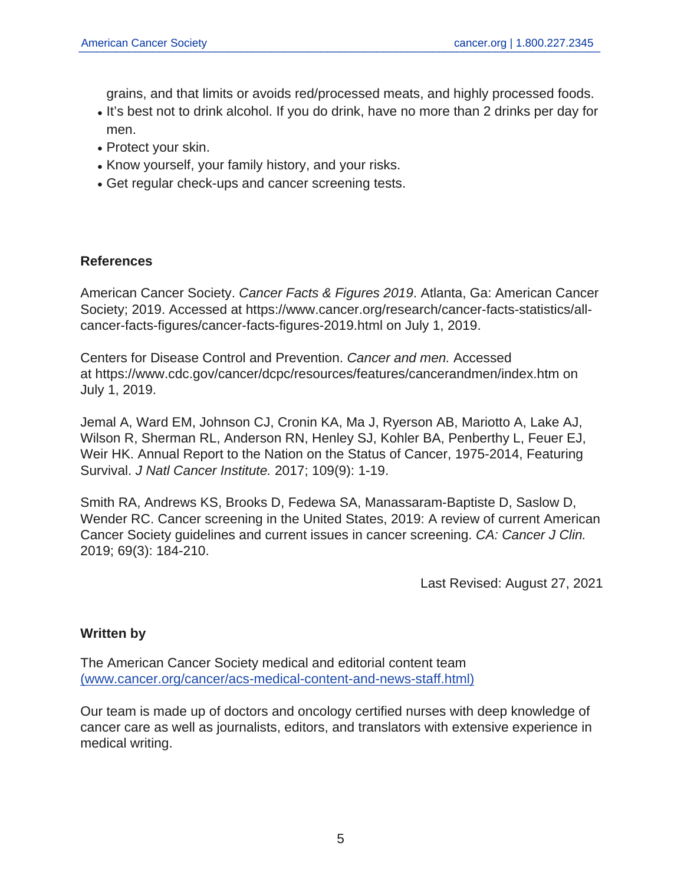grains, and that limits or avoids red/processed meats, and highly processed foods.
- It's best not to drink alcohol. If you do drink, have no more than 2 drinks per day for men.
- Protect your skin.
- Know yourself, your family history, and your risks.
- Get regular check-ups and cancer screening tests.

**References**

American Cancer Society. *Cancer Facts & Figures 2019*. Atlanta, Ga: American Cancer Society; 2019. Accessed at https://www.cancer.org/research/cancer-facts-statistics/all-cancer-facts-figures/cancer-facts-figures-2019.html on July 1, 2019.

Centers for Disease Control and Prevention. *Cancer and men.* Accessed at https://www.cdc.gov/cancer/dcpc/resources/features/cancerandmen/index.htm on July 1, 2019.

Jemal A, Ward EM, Johnson CJ, Cronin KA, Ma J, Ryerson AB, Mariotto A, Lake AJ, Wilson R, Sherman RL, Anderson RN, Henley SJ, Kohler BA, Penberthy L, Feuer EJ, Weir HK. Annual Report to the Nation on the Status of Cancer, 1975-2014, Featuring Survival. *J Natl Cancer Institute.* 2017; 109(9): 1-19.

Smith RA, Andrews KS, Brooks D, Fedewa SA, Manassaram-Baptiste D, Saslow D, Wender RC. Cancer screening in the United States, 2019: A review of current American Cancer Society guidelines and current issues in cancer screening. *CA: Cancer J Clin.* 2019; 69(3): 184-210.

Last Revised: August 27, 2021

**Written by**

The American Cancer Society medical and editorial content team
(www.cancer.org/cancer/acs-medical-content-and-news-staff.html)

Our team is made up of doctors and oncology certified nurses with deep knowledge of cancer care as well as journalists, editors, and translators with extensive experience in medical writing.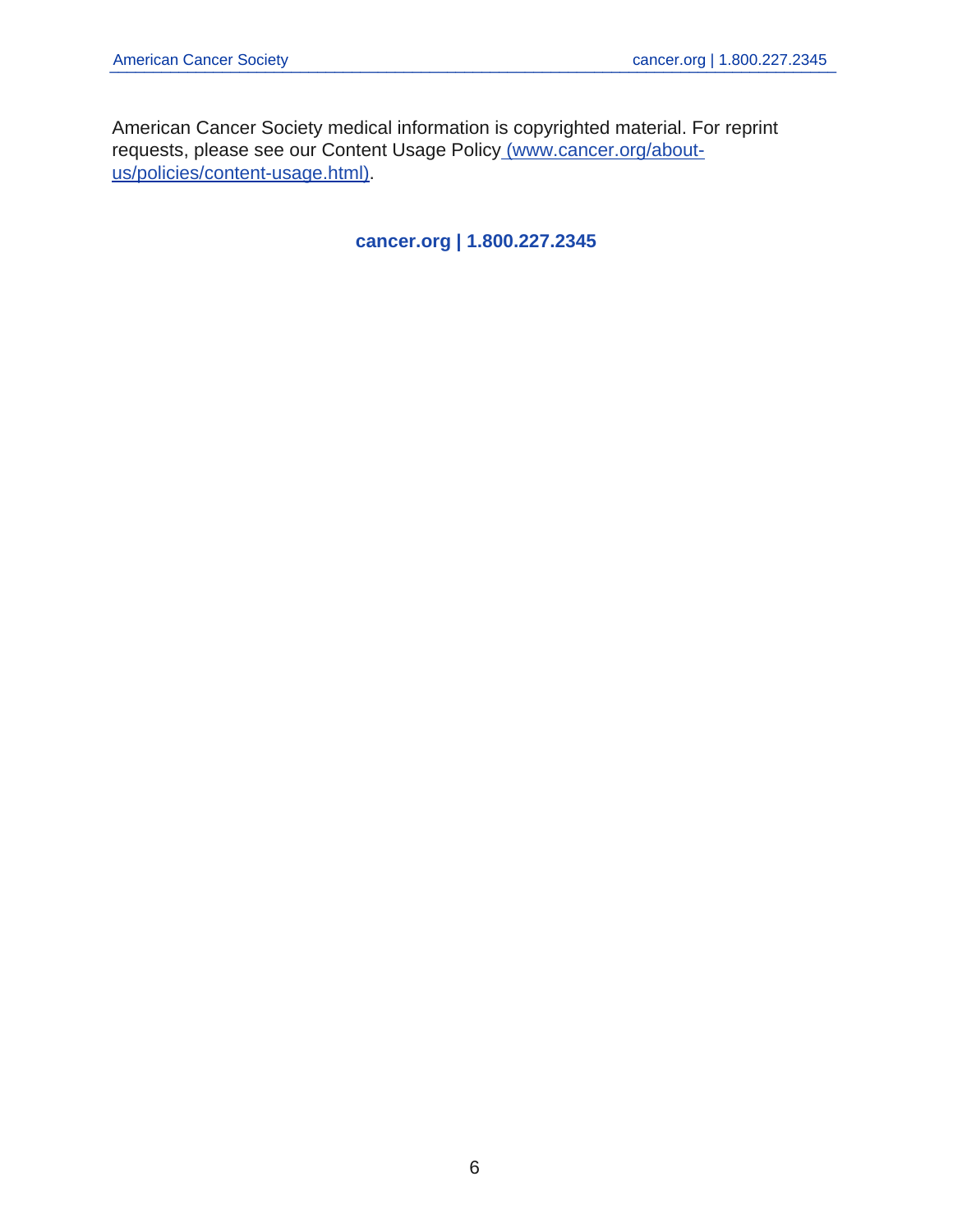American Cancer Society medical information is copyrighted material. For reprint requests, please see our Content Usage Policy (www.cancer.org/about-us/policies/content-usage.html).

**cancer.org | 1.800.227.2345**